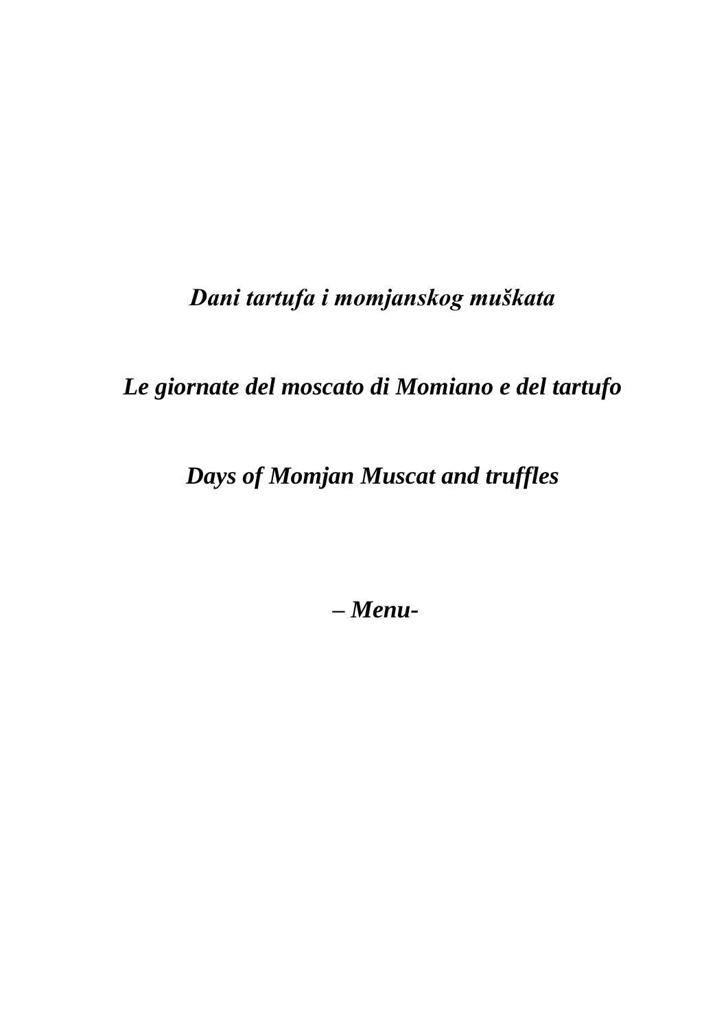***Dani tartufa i momjanskog muškata***

***Le giornate del moscato di Momiano e del tartufo***

***Days of Momjan Muscat and truffles***

***– Menu-***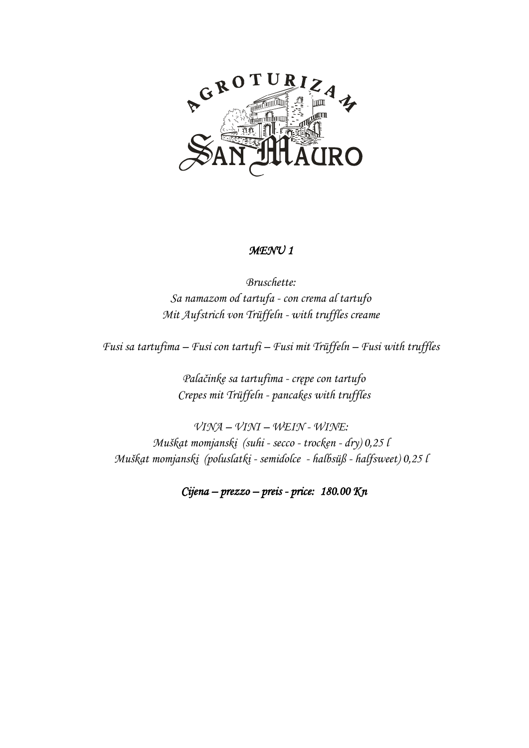AGROTURIZAM SAN MAURO

## *MENU 1*

*Bruschette:*
*Sa namazom od tartufa - con crema al tartufo*
*Mit Aufstrich von Trüffeln - with truffles creame*

*Fusi sa tartufima – Fusi con tartufi – Fusi mit Trüffeln – Fusi with truffles*

*Palačinke sa tartufima - crępe con tartufo*
*Crepes mit Trüffeln - pancakes with truffles*

*VINA – VINI – WEIN - WINE:*
*Muškat momjanski (suhi - secco - trocken - dry) 0,25 l*
*Muškat momjanski (poluslatki - semidolce - halbsüß - halfsweet) 0,25 l*

***Cijena – prezzo – preis - price: 180.00 Kn***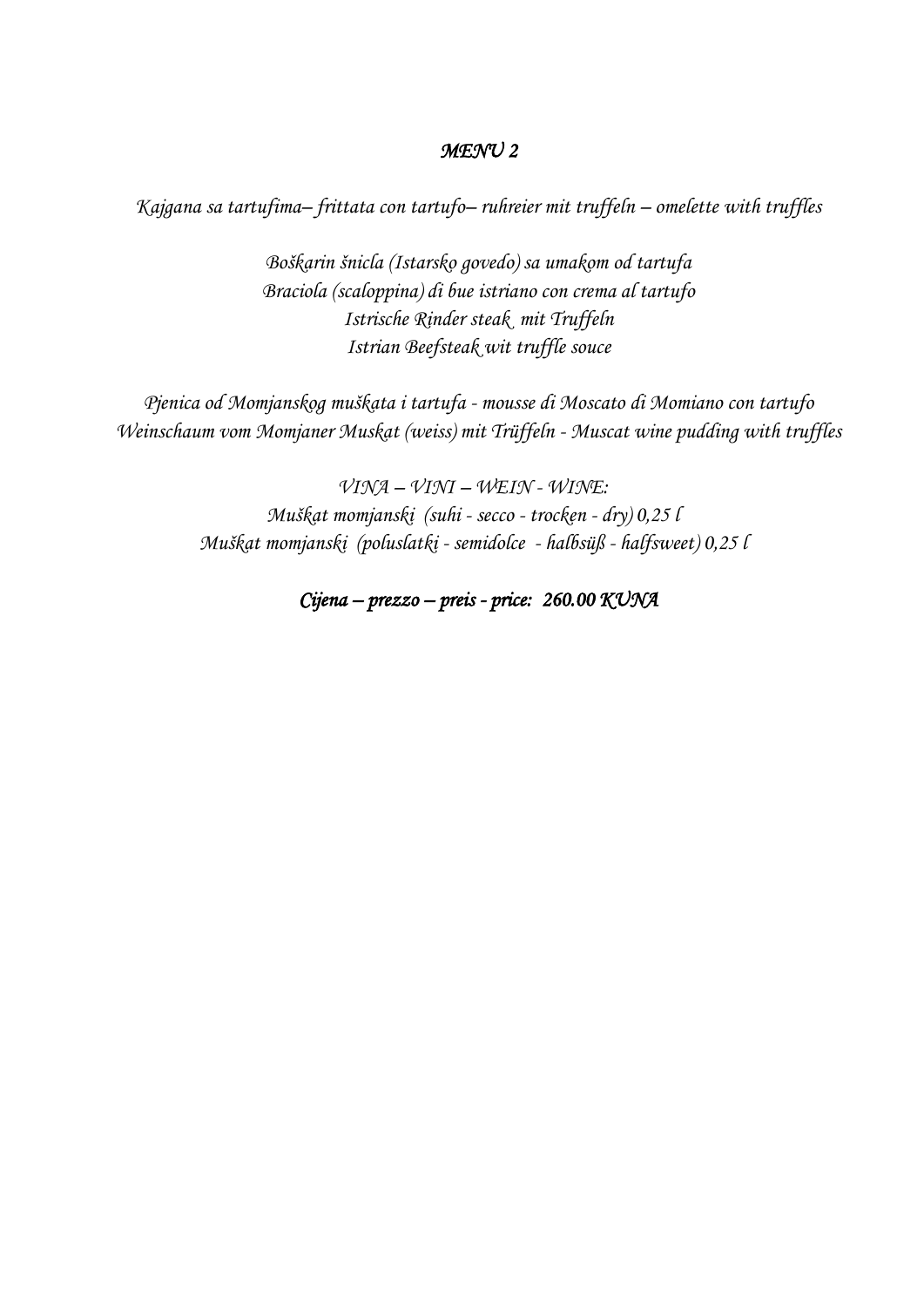# *MENU 2*

*Kajgana sa tartufima– frittata con tartufo– ruhreier mit truffeln – omelette with truffles*

*Boškarin šnicla (Istarsko govedo) sa umakom od tartufa*
*Braciola (scaloppina) di bue istriano con crema al tartufo*
*Istrische Rinder steak mit Truffeln*
*Istrian Beefsteak wit truffle souce*

*Pjenica od Momjanskog muškata i tartufa - mousse di Moscato di Momiano con tartufo*
*Weinschaum vom Momjaner Muskat (weiss) mit Trüffeln - Muscat wine pudding with truffles*

*VINA – VINI – WEIN - WINE:*
*Muškat momjanski (suhi - secco - trocken - dry) 0,25 l*
*Muškat momjanski (poluslatki - semidolce - halbsüß - halfsweet) 0,25 l*

***Cijena – prezzo – preis - price: 260.00 KUNA***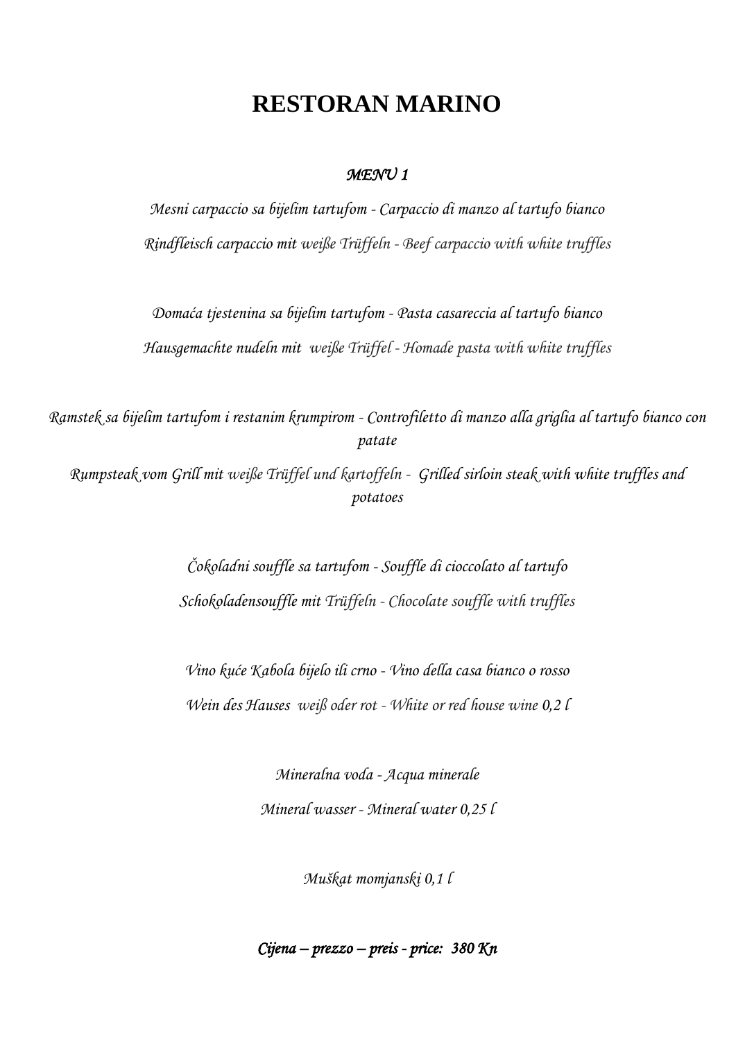# RESTORAN MARINO

***MENU 1***

*Mesni carpaccio sa bijelim tartufom - Carpaccio di manzo al tartufo bianco*

*Rindfleisch carpaccio mit weiße Trüffeln - Beef carpaccio with white truffles*

*Domaća tjestenina sa bijelim tartufom - Pasta casareccia al tartufo bianco*

*Hausgemachte nudeln mit weiße Trüffel - Homade pasta with white truffles*

*Ramstek sa bijelim tartufom i restanim krumpirom - Controfiletto di manzo alla griglia al tartufo bianco con patate*

*Rumpsteak vom Grill mit weiße Trüffel und kartoffeln - Grilled sirloin steak with white truffles and potatoes*

*Čokoladni souffle sa tartufom - Souffle di cioccolato al tartufo*

*Schokoladensouffle mit Trüffeln - Chocolate souffle with truffles*

*Vino kuće Kabola bijelo ili crno - Vino della casa bianco o rosso*

*Wein des Hauses weiß oder rot - White or red house wine 0,2 l*

*Mineralna voda - Acqua minerale*

*Mineral wasser - Mineral water 0,25 l*

*Muškat momjanski 0,1 l*

***Cijena – prezzo – preis - price: 380 Kn***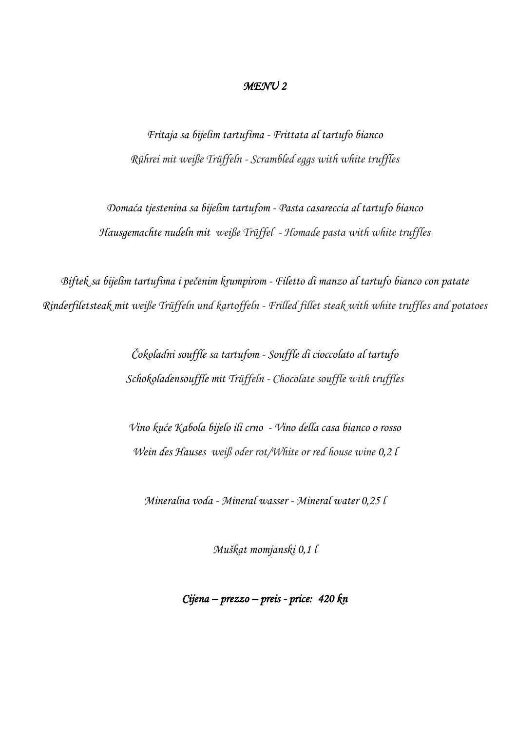# *MENU 2*

*Fritaja sa bijelim tartufima - Frittata al tartufo bianco*

*Rührei mit weiße Trüffeln - Scrambled eggs with white truffles*

*Domaća tjestenina sa bijelim tartufom - Pasta casareccia al tartufo bianco*

*Hausgemachte nudeln mit  weiße Trüffel  - Homade pasta with white truffles*

*Biftek sa bijelim tartufima i pečenim krumpirom - Filetto di manzo al tartufo bianco con patate*

*Rinderfiletsteak mit weiße Trüffeln und kartoffeln - Frilled fillet steak with white truffles and potatoes*

*Čokoladni souffle sa tartufom - Souffle di cioccolato al tartufo*

*Schokoladensouffle mit Trüffeln - Chocolate souffle with truffles*

*Vino kuće Kabola bijelo ili crno  - Vino della casa bianco o rosso*

*Wein des Hauses  weiß oder rot/White or red house wine 0,2 l*

*Mineralna voda - Mineral wasser - Mineral water 0,25 l*

*Muškat momjanski 0,1 l*

***Cijena – prezzo – preis - price:  420 kn***